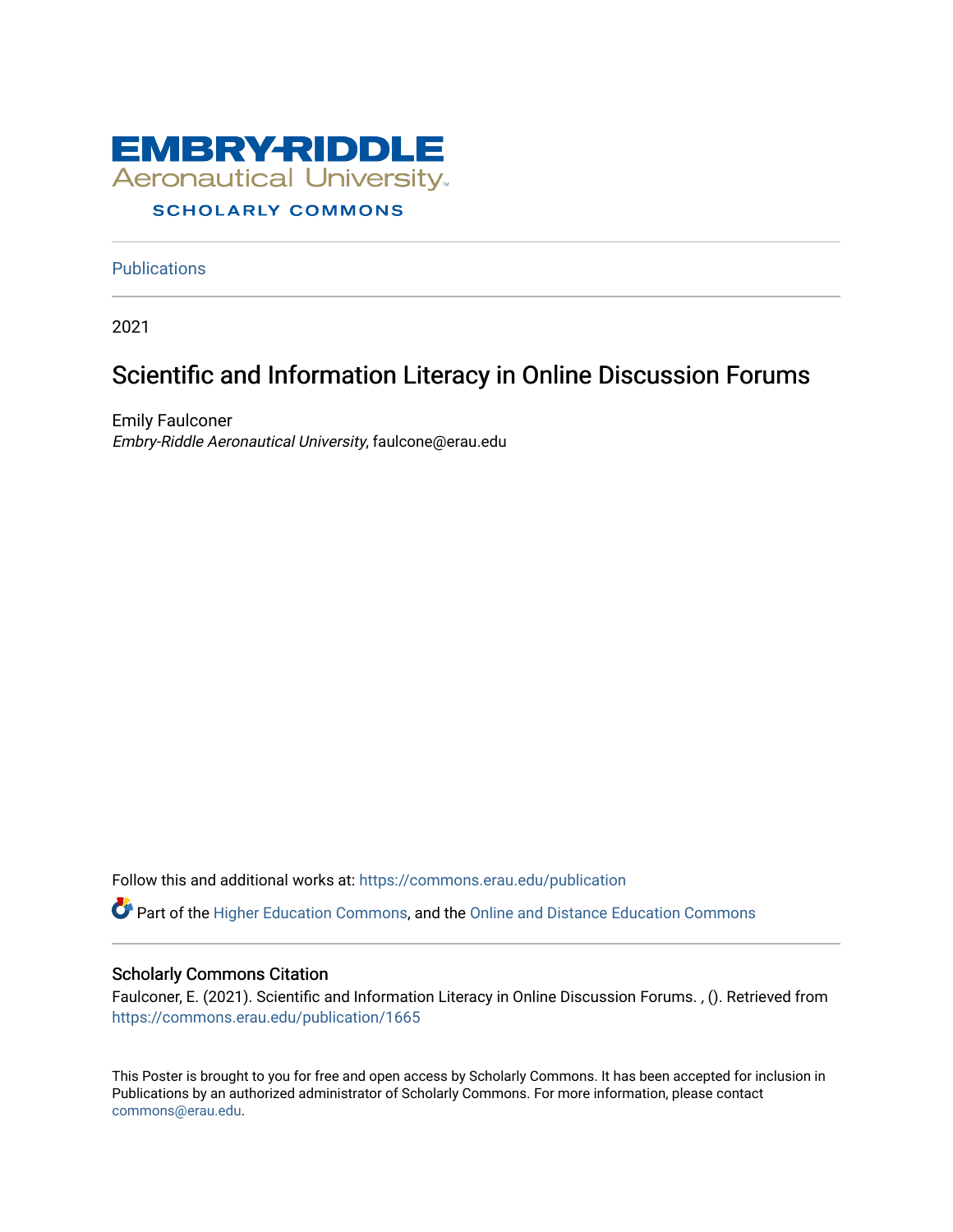EMBRY-RIDDLE
Aeronautical University
SCHOLARLY COMMONS

Publications

2021

# Scientific and Information Literacy in Online Discussion Forums

Emily Faulconer
*Embry-Riddle Aeronautical University*, faulcone@erau.edu

Follow this and additional works at: https://commons.erau.edu/publication

Part of the Higher Education Commons, and the Online and Distance Education Commons

## Scholarly Commons Citation

Faulconer, E. (2021). Scientific and Information Literacy in Online Discussion Forums. , (). Retrieved from https://commons.erau.edu/publication/1665

This Poster is brought to you for free and open access by Scholarly Commons. It has been accepted for inclusion in Publications by an authorized administrator of Scholarly Commons. For more information, please contact commons@erau.edu.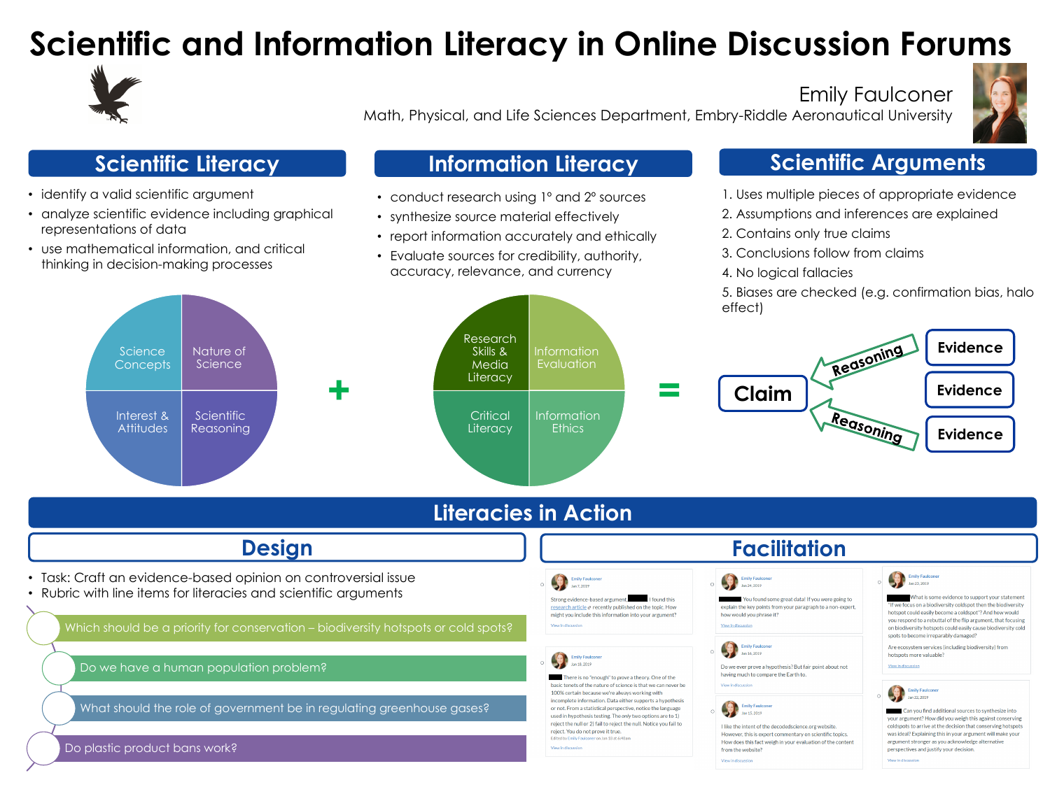# Scientific and Information Literacy in Online Discussion Forums

Emily Faulconer

Math, Physical, and Life Sciences Department, Embry-Riddle Aeronautical University

## Scientific Literacy

- identify a valid scientific argument
- analyze scientific evidence including graphical representations of data
- use mathematical information, and critical thinking in decision-making processes

Science Concepts

Nature of Science

Interest & Attitudes

Scientific Reasoning

+

## Information Literacy

- conduct research using 1° and 2° sources
- synthesize source material effectively
- report information accurately and ethically
- Evaluate sources for credibility, authority, accuracy, relevance, and currency

Research Skills & Media Literacy

Information Evaluation

Critical Literacy

Information Ethics

=

## Scientific Arguments

1. Uses multiple pieces of appropriate evidence
2. Assumptions and inferences are explained
2. Contains only true claims
3. Conclusions follow from claims
4. No logical fallacies
5. Biases are checked (e.g. confirmation bias, halo effect)

Claim

Reasoning

Reasoning

Evidence

Evidence

Evidence

## Literacies in Action

### Design

- Task: Craft an evidence-based opinion on controversial issue
- Rubric with line items for literacies and scientific arguments

Which should be a priority for conservation – biodiversity hotspots or cold spots?

Do we have a human population problem?

What should the role of government be in regulating greenhouse gases?

Do plastic product bans work?

### Facilitation

Emily Faulconer
Jan 7, 2019

Strong evidence-based argument, ████ I found this research article recently published on the topic. How might you include this information into your argument?

View in discussion

Emily Faulconer
Jan 18, 2019

████ There is no "enough" to prove a theory. One of the basic tenets of the nature of science is that we can never be 100% certain because we're always working with incomplete information. Data either supports a hypothesis or not. From a statistical perspective, notice the language used in hypothesis testing. The only two options are to 1) reject the null or 2) fail to reject the null. Notice you fail to reject. You do not prove it true.

Edited by Emily Faulconer on Jan 18 at 6:48am

View in discussion

Emily Faulconer
Jan 24, 2019

████ You found some great data! If you were going to explain the key points from your paragraph to a non-expert, how would you phrase it?

View in discussion

Emily Faulconer
Jan 16, 2019

Do we ever prove a hypothesis? But fair point about not having much to compare the Earth to.

View in discussion

Emily Faulconer
Jan 15, 2019

I like the intent of the decodedscience.org website. However, this is expert commentary on scientific topics. How does this fact weigh in your evaluation of the content from the website?

View in discussion

Emily Faulconer
Jan 23, 2019

████ What is some evidence to support your statement "If we focus on a biodiversity coldspot then the biodiversity hotspot could easily become a coldspot"? And how would you respond to a rebuttal of the flip argument, that focusing on biodiversity hotspots could easily cause biodiversity cold spots to become irreparably damaged?

Are ecosystem services (including biodiversity) from hotspots more valuable?

View in discussion

Emily Faulconer
Jan 22, 2019

████ Can you find additional sources to synthesize into your argument? How did you weigh this against conserving coldspots to arrive at the decision that conserving hotspots was ideal? Explaining this in your argument will make your argument stronger as you acknowledge alternative perspectives and justify your decision.

View in discussion